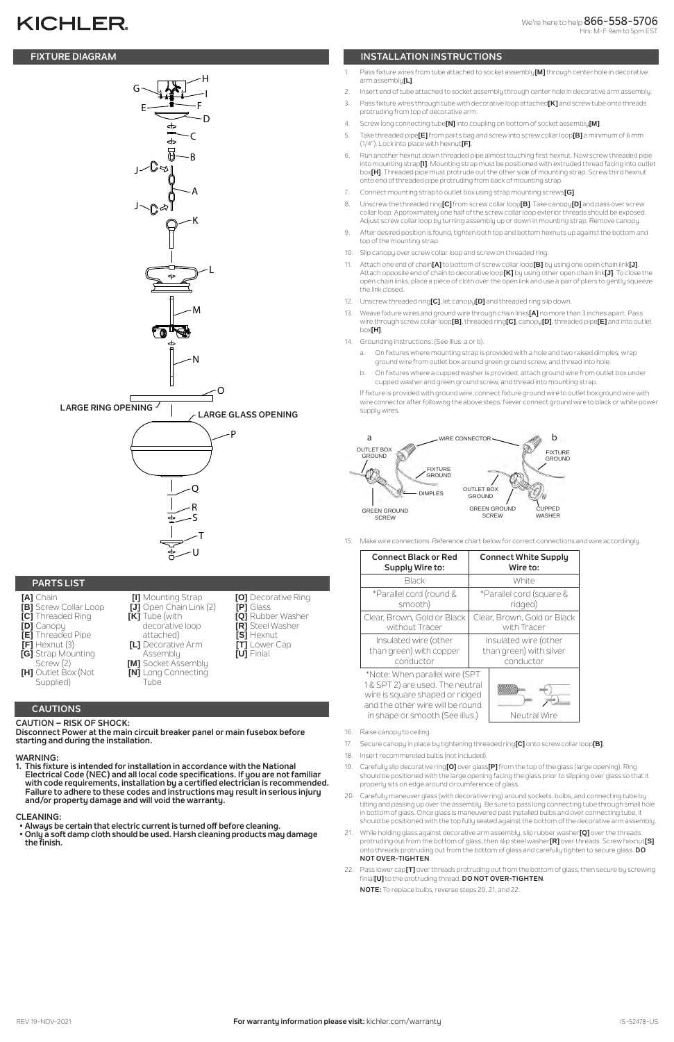# KICHLER

We're here to help 866-558-5706
Hrs: M-F 9am to 5pm EST

## FIXTURE DIAGRAM

LARGE RING OPENING
LARGE GLASS OPENING

## PARTS LIST

- [A] Chain
- [B] Screw Collar Loop
- [C] Threaded Ring
- [D] Canopy
- [E] Threaded Pipe
- [F] Hexnut (3)
- [G] Strap Mounting Screw (2)
- [H] Outlet Box (Not Supplied)
- [I] Mounting Strap
- [J] Open Chain Link (2)
- [K] Tube (with decorative loop attached)
- [L] Decorative Arm Assembly
- [M] Socket Assembly
- [N] Long Connecting Tube
- [O] Decorative Ring
- [P] Glass
- [Q] Rubber Washer
- [R] Steel Washer
- [S] Hexnut
- [T] Lower Cap
- [U] Finial

## CAUTIONS

**CAUTION – RISK OF SHOCK:**
**Disconnect Power at the main circuit breaker panel or main fusebox before starting and during the installation.**

**WARNING:**
1. **This fixture is intended for installation in accordance with the National Electrical Code (NEC) and all local code specifications. If you are not familiar with code requirements, installation by a certified electrician is recommended. Failure to adhere to these codes and instructions may result in serious injury and/or property damage and will void the warranty.**

**CLEANING:**
- **Always be certain that electric current is turned off before cleaning.**
- **Only a soft damp cloth should be used. Harsh cleaning products may damage the finish.**

## INSTALLATION INSTRUCTIONS

1. Pass fixture wires from tube attached to socket assembly**[M]** through center hole in decorative arm assembly**[L]**.
2. Insert end of tube attached to socket assembly through center hole in decorative arm assembly.
3. Pass fixture wires through tube with decorative loop attached**[K]** and screw tube onto threads protruding from top of decorative arm.
4. Screw long connecting tube**[N]** into coupling on bottom of socket assembly**[M]**.
5. Take threaded pipe**[E]** from parts bag and screw into screw collar loop**[B]** a minimum of 6 mm (1/4"). Lock into place with hexnut**[F]**.
6. Run another hexnut down threaded pipe almost touching first hexnut. Now screw threaded pipe into mounting strap**[I]**. Mounting strap must be positioned with extruded thread facing into outlet box**[H]**. Threaded pipe must protrude out the other side of mounting strap. Screw third hexnut onto end of threaded pipe protruding from back of mounting strap.
7. Connect mounting strap to outlet box using strap mounting screws**[G]**.
8. Unscrew the threaded ring**[C]** from screw collar loop**[B]**. Take canopy**[D]** and pass over screw collar loop. Approximately one half of the screw collar loop exterior threads should be exposed. Adjust screw collar loop by turning assembly up or down in mounting strap. Remove canopy.
9. After desired position is found, tighten both top and bottom hexnuts up against the bottom and top of the mounting strap.
10. Slip canopy over screw collar loop and screw on threaded ring.
11. Attach one end of chain**[A]** to bottom of screw collar loop**[B]** by using one open chain link**[J]**. Attach opposite end of chain to decorative loop**[K]** by using other open chain link**[J]**. To close the open chain links, place a piece of cloth over the open link and use a pair of pliers to gently squeeze the link closed.
12. Unscrew threaded ring**[C]**, let canopy**[D]** and threaded ring slip down.
13. Weave fixture wires and ground wire through chain links**[A]** no more than 3 inches apart. Pass wire through screw collar loop**[B]**, threaded ring**[C]**, canopy**[D]**, threaded pipe**[E]** and into outlet box**[H]**.
14. Grounding instructions: (See Illus. a or b).
    a. On fixtures where mounting strap is provided with a hole and two raised dimples, wrap ground wire from outlet box around green ground screw, and thread into hole.
    b. On fixtures where a cupped washer is provided, attach ground wire from outlet box under cupped washer and green ground screw, and thread into mounting strap.

    If fixture is provided with ground wire, connect fixture ground wire to outlet box ground wire with wire connector after following the above steps. Never connect ground wire to black or white power supply wires.

a — WIRE CONNECTOR, OUTLET BOX GROUND, FIXTURE GROUND, DIMPLES, GREEN GROUND SCREW
b — FIXTURE GROUND, OUTLET BOX GROUND, GREEN GROUND SCREW, CUPPED WASHER

15. Make wire connections. Reference chart below for correct connections and wire accordingly.

| Connect Black or Red Supply Wire to: | Connect White Supply Wire to: |
|---|---|
| Black | White |
| *Parallel cord (round & smooth) | *Parallel cord (square & ridged) |
| Clear, Brown, Gold or Black without Tracer | Clear, Brown, Gold or Black with Tracer |
| Insulated wire (other than green) with copper conductor | Insulated wire (other than green) with silver conductor |

*Note: When parallel wire (SPT 1 & SPT 2) are used. The neutral wire is square shaped or ridged and the other wire will be round in shape or smooth (See illus.)

Neutral Wire

16. Raise canopy to ceiling.
17. Secure canopy in place by tightening threaded ring**[C]** onto screw collar loop**[B]**.
18. Insert recommended bulbs (not included).
19. Carefully slip decorative ring**[O]** over glass**[P]** from the top of the glass (large opening). Ring should be positioned with the large opening facing the glass prior to slipping over glass so that it properly sits on edge around circumference of glass.
20. Carefully maneuver glass (with decorative ring) around sockets, bulbs, and connecting tube by tilting and passing up over the assembly. Be sure to pass long connecting tube through small hole in bottom of glass. Once glass is maneuvered past installed bulbs and over connecting tube, it should be positioned with the top fully seated against the bottom of the decorative arm assembly.
21. While holding glass against decorative arm assembly, slip rubber washer**[Q]** over the threads protruding out from the bottom of glass, then slip steel washer**[R]** over threads. Screw hexnut**[S]** onto threads protruding out from the bottom of glass and carefully tighten to secure glass. **DO NOT OVER-TIGHTEN**.
22. Pass lower cap**[T]** over threads protruding out from the bottom of glass, then secure by screwing finial**[U]** to the protruding thread. **DO NOT OVER-TIGHTEN**.

    **NOTE:** To replace bulbs, reverse steps 20, 21, and 22.

REV 19-NOV-2021 **For warranty information please visit:** kichler.com/warranty IS-52478-US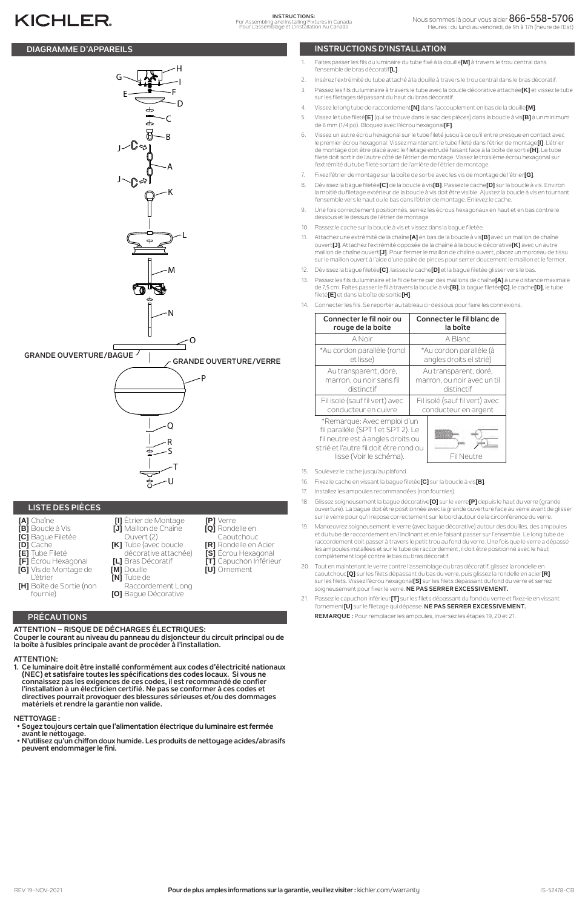KICHLER.

INSTRUCTIONS:
For Assembling and Installing Fixtures in Canada
Pour L'assemblage et L'installation Au Canada

Nous sommes là pour vous aider 866-558-5706
Heures : du lundi au vendredi, de 9h à 17h (heure de l'Est)

## DIAGRAMME D'APPAREILS

GRANDE OUVERTURE/BAGUE

GRANDE OUVERTURE/VERRE

## LISTE DES PIÈCES

- **[A]** Chaîne
- **[B]** Boucle à Vis
- **[C]** Bague Filetée
- **[D]** Cache
- **[E]** Tube Fileté
- **[F]** Écrou Hexagonal
- **[G]** Vis de Montage de L'étrier
- **[H]** Boîte de Sortie (non fournie)
- **[I]** Étrier de Montage
- **[J]** Maillon de Chaîne Ouvert (2)
- **[K]** Tube (avec boucle décorative attachée)
- **[L]** Bras Décoratif
- **[M]** Douille
- **[N]** Tube de Raccordement Long
- **[O]** Bague Décorative
- **[P]** Verre
- **[Q]** Rondelle en Caoutchouc
- **[R]** Rondelle en Acier
- **[S]** Écrou Hexagonal
- **[T]** Capuchon Inférieur
- **[U]** Ornement

## PRÉCAUTIONS

**ATTENTION – RISQUE DE DÉCHARGES ÉLECTRIQUES:**
**Couper le courant au niveau du panneau du disjoncteur du circuit principal ou de la boîte à fusibles principale avant de procéder à l'installation.**

**ATTENTION:**

1. **Ce luminaire doit être installé conformément aux codes d'électricité nationaux (NEC) et satisfaire toutes les spécifications des codes locaux. Si vous ne connaissez pas les exigences de ces codes, il est recommandé de confier l'installation à un électricien certifié. Ne pas se conformer à ces codes et directives pourrait provoquer des blessures sérieuses et/ou des dommages matériels et rendre la garantie non valide.**

**NETTOYAGE :**

- **Soyez toujours certain que l'alimentation électrique du luminaire est fermée avant le nettoyage.**
- **N'utilisez qu'un chiffon doux humide. Les produits de nettoyage acides/abrasifs peuvent endommager le fini.**

## INSTRUCTIONS D'INSTALLATION

1. Faites passer les fils du luminaire du tube fixé à la douille**[M]** à travers le trou central dans l'ensemble de bras décoratif**[L]**.
2. Insérez l'extrémité du tube attaché à la douille à travers le trou central dans le bras décoratif.
3. Passez les fils du luminaire à travers le tube avec la boucle décorative attachée**[K]** et vissez le tube sur les filetages dépassant du haut du bras décoratif.
4. Vissez le long tube de raccordement**[N]** dans l'accouplement en bas de la douille**[M]**.
5. Vissez le tube fileté**[E]** (qui se trouve dans le sac des pièces) dans la boucle à vis**[B]** à un minimum de 6 mm (1/4 po). Bloquez avec l'écrou hexagonal**[F]**.
6. Vissez un autre écrou hexagonal sur le tube fileté jusqu'à ce qu'il entre presque en contact avec le premier écrou hexagonal. Vissez maintenant le tube fileté dans l'étrier de montage**[I]**. L'étrier de montage doit être placé avec le filetage extrudé faisant face à la boîte de sortie**[H]**. Le tube fileté doit sortir de l'autre côté de l'étrier de montage. Vissez le troisième écrou hexagonal sur l'extrémité du tube fileté sortant de l'arrière de l'étrier de montage.
7. Fixez l'étrier de montage sur la boîte de sortie avec les vis de montage de l'étrier**[G]**.
8. Dévissez la bague filetée**[C]** de la boucle à vis**[B]**. Passez le cache**[D]** sur la boucle à vis. Environ la moitié du filetage extérieur de la boucle à vis doit être visible. Ajustez la boucle à vis en tournant l'ensemble vers le haut ou le bas dans l'étrier de montage. Enlevez le cache.
9. Une fois correctement positionnés, serrez les écrous hexagonaux en haut et en bas contre le dessous et le dessus de l'étrier de montage.
10. Passez le cache sur la boucle à vis et vissez dans la bague filetée.
11. Attachez une extrémité de la chaîne**[A]** en bas de la boucle à vis**[B]** avec un maillon de chaîne ouvert**[J]**. Attachez l'extrémité opposée de la chaîne à la boucle décorative**[K]** avec un autre maillon de chaîne ouvert**[J]**. Pour fermer le maillon de chaîne ouvert, placez un morceau de tissu sur le maillon ouvert à l'aide d'une paire de pinces pour serrer doucement le maillon et le fermer.
12. Dévissez la bague filetée**[C]**, laissez le cache**[D]** et la bague filetée glisser vers le bas.
13. Passez les fils du luminaire et le fil de terre par des maillons de chaîne**[A]** à une distance maximale de 7,5 cm. Faites passer le fil à travers la boucle à vis**[B]**, la bague filetée**[C]**, le cache**[D]**, le tube fileté**[E]** et dans la boîte de sortie**[H]**.
14. Connecter les fils. Se reporter au tableau ci-dessous pour faire les connexions.

| Connecter le fil noir ou rouge de la boite | Connecter le fil blanc de la boîte |
|---|---|
| A Noir | A Blanc |
| *Au cordon parallèle (rond et lisse) | *Au cordon parallèle (à angles droits el strié) |
| Au transparent, doré, marron, ou noir sans fil distinctif | Au transparent, doré, marron, ou noir avec un til distinctif |
| Fil isolé (sauf fil vert) avec conducteur en cuivre | Fil isolé (sauf fil vert) avec conducteur en argent |

*Remarque: Avec emploi d'un fil paralléle (SPT 1 et SPT 2). Le fil neutre est à angles droits ou strié et l'autre fil doit être rond ou lisse (Voir le schéma).

Fil Neutre

15. Soulevez le cache jusqu'au plafond.
16. Fixez le cache en vissant la bague filetée**[C]** sur la boucle à vis**[B]**.
17. Installez les ampoules recommandées (non fournies).
18. Glissez soigneusement la bague décorative**[O]** sur le verre**[P]** depuis le haut du verre (grande ouverture). La bague doit être positionnée avec la grande ouverture face au verre avant de glisser sur le verre pour qu'il repose correctement sur le bord autour de la circonférence du verre.
19. Manœuvrez soigneusement le verre (avec bague décorative) autour des douilles, des ampoules et du tube de raccordement en l'inclinant et en le faisant passer sur l'ensemble. Le long tube de raccordement doit passer à travers le petit trou au fond du verre. Une fois que le verre a dépassé les ampoules installées et sur le tube de raccordement, il doit être positionné avec le haut complètement logé contre le bas du bras décoratif.
20. Tout en maintenant le verre contre l'assemblage du bras décoratif, glissez la rondelle en caoutchouc**[Q]** sur les filets dépassant du bas du verre, puis glissez la rondelle en acier**[R]** sur les filets. Vissez l'écrou hexagonal**[S]** sur les filets dépassant du fond du verre et serrez soigneusement pour fixer le verre. **NE PAS SERRER EXCESSIVEMENT.**
21. Passez le capuchon inférieur**[T]** sur les filets dépassant du fond du verre et fixez-le en vissant l'ornement**[U]** sur le filetage qui dépasse. **NE PAS SERRER EXCESSIVEMENT.**

**REMARQUE :** Pour remplacer les ampoules, inversez les étapes 19, 20 et 21.

REV 19-NOV-2021

**Pour de plus amples informations sur la garantie, veuillez visiter :** kichler.com/warranty

IS-52478-CB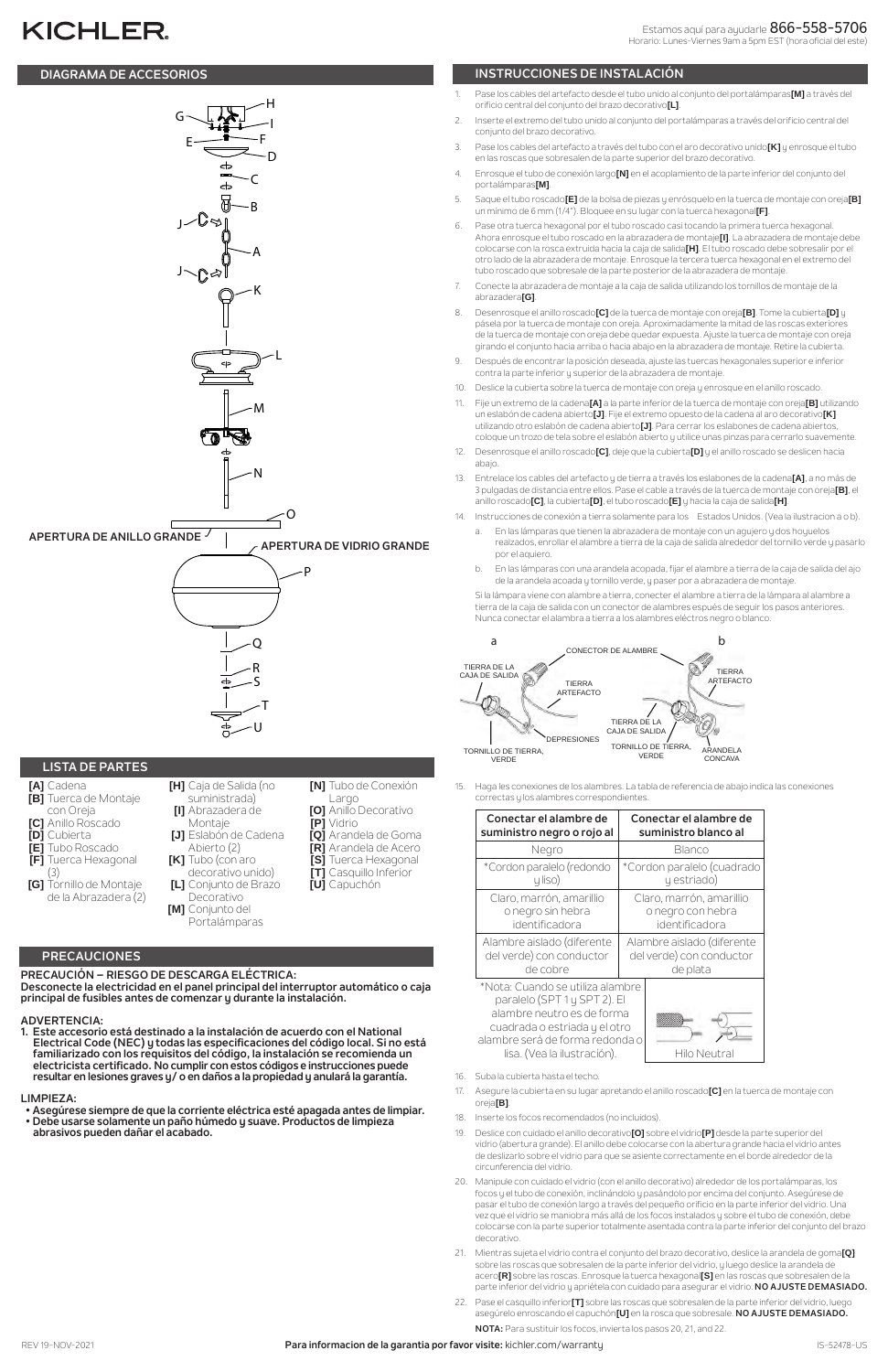KICHLER

Estamos aquí para ayudarle 866-558-5706
Horario: Lunes-Viernes 9am a 5pm EST (hora oficial del este)

## DIAGRAMA DE ACCESORIOS

H
G
I
E
F
D
C
B
J
A
J
K
L
M
N
O
APERTURA DE ANILLO GRANDE
APERTURA DE VIDRIO GRANDE
P
Q
R
S
T
U

## LISTA DE PARTES

**[A]** Cadena
**[B]** Tuerca de Montaje con Oreja
**[C]** Anillo Roscado
**[D]** Cubierta
**[E]** Tubo Roscado
**[F]** Tuerca Hexagonal (3)
**[G]** Tornillo de Montaje de la Abrazadera (2)
**[H]** Caja de Salida (no suministrado)
**[I]** Abrazadera de Montaje
**[J]** Eslabón de Cadena Abierto (2)
**[K]** Tubo (con aro decorativo unido)
**[L]** Conjunto de Brazo Decorativo
**[M]** Conjunto del Portalámparas
**[N]** Tubo de Conexión Largo
**[O]** Anillo Decorativo
**[P]** Vidrio
**[Q]** Arandela de Goma
**[R]** Arandela de Acero
**[S]** Tuerca Hexagonal
**[T]** Casquillo Inferior
**[U]** Capuchón

## PRECAUCIONES

**PRECAUCIÓN – RIESGO DE DESCARGA ELÉCTRICA:**
**Desconecte la electricidad en el panel principal del interruptor automático o caja principal de fusibles antes de comenzar y durante la instalación.**

**ADVERTENCIA:**
**1. Este accesorio está destinado a la instalación de acuerdo con el National Electrical Code (NEC) y todas las especificaciones del código local. Si no está familiarizado con los requisitos del código, la instalación se recomienda un electricista certificado. No cumplir con estos códigos e instrucciones puede resultar en lesiones graves y/ o en daños a la propiedad y anulará la garantía.**

**LIMPIEZA:**
- **Asegúrese siempre de que la corriente eléctrica esté apagada antes de limpiar.**
- **Debe usarse solamente un paño húmedo y suave. Productos de limpieza abrasivos pueden dañar el acabado.**

## INSTRUCCIONES DE INSTALACIÓN

1. Pase los cables del artefacto desde el tubo unido al conjunto del portalámparas**[M]** a través del orificio central del conjunto del brazo decorativo**[L]**.
2. Inserte el extremo del tubo unido al conjunto del portalámparas a través del orificio central del conjunto del brazo decorativo.
3. Pase los cables del artefacto a través del tubo con el aro decorativo unido**[K]** y enrosque el tubo en las roscas que sobresalen de la parte superior del brazo decorativo.
4. Enrosque el tubo de conexión largo**[N]** en el acoplamiento de la parte inferior del conjunto del portalámparas**[M]**.
5. Saque el tubo roscado**[E]** de la bolsa de piezas y enrósquelo en la tuerca de montaje con oreja**[B]** un mínimo de 6 mm (1/4"). Bloquee en su lugar con la tuerca hexagonal**[F]**.
6. Pase otra tuerca hexagonal por el tubo roscado casi tocando la primera tuerca hexagonal. Ahora enrosque el tubo roscado en la abrazadera de montaje**[I]**. La abrazadera de montaje debe colocarse con la rosca extruida hacia la caja de salida**[H]**. El tubo roscado debe sobresalir por el otro lado de la abrazadera de montaje. Enrosque la tercera tuerca hexagonal en el extremo del tubo roscado que sobresale de la parte posterior de la abrazadera de montaje.
7. Conecte la abrazadera de montaje a la caja de salida utilizando los tornillos de montaje de la abrazadera**[G]**.
8. Desenrosque el anillo roscado**[C]** de la tuerca de montaje con oreja**[B]**. Tome la cubierta**[D]** y pásela por la tuerca de montaje con oreja. Aproximadamente la mitad de las roscas exteriores de la tuerca de montaje con oreja debe quedar expuesta. Ajuste la tuerca de montaje con oreja girando el conjunto hacia arriba o hacia abajo en la abrazadera de montaje. Retire la cubierta.
9. Después de encontrar la posición deseada, ajuste las tuercas hexagonales superior e inferior contra la parte inferior y superior de la abrazadera de montaje.
10. Deslice la cubierta sobre la tuerca de montaje con oreja y enrosque en el anillo roscado.
11. Fije un extremo de la cadena**[A]** a la parte inferior de la tuerca de montaje con oreja**[B]** utilizando un eslabón de cadena abierto**[J]**. Fije el extremo opuesto de la cadena al aro decorativo**[K]** utilizando otro eslabón de cadena abierto**[J]**. Para cerrar los eslabones de cadena abiertos, coloque un trozo de tela sobre el eslabón abierto y utilice unas pinzas para cerrarlo suavemente.
12. Desenrosque el anillo roscado**[C]**, deje que la cubierta**[D]** y el anillo roscado se deslicen hacia abajo.
13. Entrelace los cables del artefacto y de tierra a través los eslabones de la cadena**[A]**, a no más de 3 pulgadas de distancia entre ellos. Pase el cable a través de la tuerca de montaje con oreja**[B]**, el anillo roscado**[C]**, la cubierta**[D]**, el tubo roscado**[E]** y hacia la caja de salida**[H]**.
14. Instrucciones de conexión a tierra solamente para los Estados Unidos. (Vea la ilustracion a o b).
    a. En las lámparas que tienen la abrazadera de montaje con un agujero y dos hoyuelos realzados, enrollar el alambre a tierra de la caja de salida alrededor del tornillo verde y pasarlo por el agujero.
    b. En las lámparas con una arandela acopada, fijar el alambre a tierra de la caja de salida del ajo de la arandela acoada y tornillo verde, y paser por abrazadera de montaje.

    Si la lámpara viene con alambre a tierra, conecter el alambre a tierra de la lámpara al alambre a tierra de la caja de salida con un conector de alambres espués de seguir los pasos anteriores. Nunca conectar el alambra a tierra a los alambres eléctricos negro o blanco.

a
CONECTOR DE ALAMBRE
TIERRA DE LA CAJA DE SALIDA
TIERRA ARTEFACTO
DEPRESIONES
TORNILLO DE TIERRA, VERDE

b
TIERRA ARTEFACTO
TIERRA DE LA CAJA DE SALIDA
TORNILLO DE TIERRA, VERDE
ARANDELA CONCAVA

15. Haga les conexiones de los alambres. La tabla de referencia de abajo indica las conexiones correctas y los alambres correspondientes.

| Conectar el alambre de suministro negro o rojo al | Conectar el alambre de suministro blanco al |
|---|---|
| Negro | Blanco |
| *Cordon paralelo (redondo y liso) | *Cordon paralelo (cuadrado y estriado) |
| Claro, marrón, amarillio o negro sin hebra identificadora | Claro, marrón, amarillio o negro con hebra identificadora |
| Alambre aislado (diferente del verde) con conductor de cobre | Alambre aislado (diferente del verde) con conductor de plata |

*Nota: Cuando se utiliza alambre paralelo (SPT 1 y SPT 2). El alambre neutro es de forma cuadrada o estriada y el otro alambre será de forma redonda o lisa. (Vea la ilustración).

Hilo Neutral

16. Suba la cubierta hasta el techo.
17. Asegure la cubierta en su lugar apretando el anillo roscado**[C]** en la tuerca de montaje con oreja**[B]**.
18. Inserte los focos recomendados (no incluidos).
19. Deslice con cuidado el anillo decorativo**[O]** sobre el vidrio**[P]** desde la parte superior del vidrio (abertura grande). El anillo debe colocarse con la abertura grande hacia el vidrio antes de deslizarlo sobre el vidrio para que se asiente correctamente en el borde alrededor de la circunferencia del vidrio.
20. Manipule con cuidado el vidrio (con el anillo decorativo) alrededor de los portalámparas, los focos y el tubo de conexión, inclinándolo y pasándolo por encima del conjunto. Asegúrese de pasar el tubo de conexión largo a través del pequeño orificio en la parte inferior del vidrio. Una vez que el vidrio se maniobra más allá de los focos instalados y sobre el tubo de conexión, debe colocarse con la parte superior totalmente asentada contra la parte inferior del conjunto del brazo decorativo.
21. Mientras sujeta el vidrio contra el conjunto del brazo decorativo, deslice la arandela de goma**[Q]** sobre las roscas que sobresalen de la parte inferior del vidrio, y luego deslice la arandela de acero**[R]** sobre las roscas. Enrosque la tuerca hexagonal**[S]** en las roscas que sobresalen de la parte inferior del vidrio y apriétela con cuidado para asegurar el vidrio. **NO AJUSTE DEMASIADO.**
22. Pase el casquillo inferior**[T]** sobre las roscas que sobresalen de la parte inferior del vidrio, luego asegúrelo enroscando el capuchón**[U]** en la rosca que sobresale. **NO AJUSTE DEMASIADO.**

**NOTA:** Para sustituir los focos, invierta los pasos 20, 21, and 22.

REV 19-NOV-2021

**Para informacion de la garantia por favor visite:** kichler.com/warranty

IS-52478-US